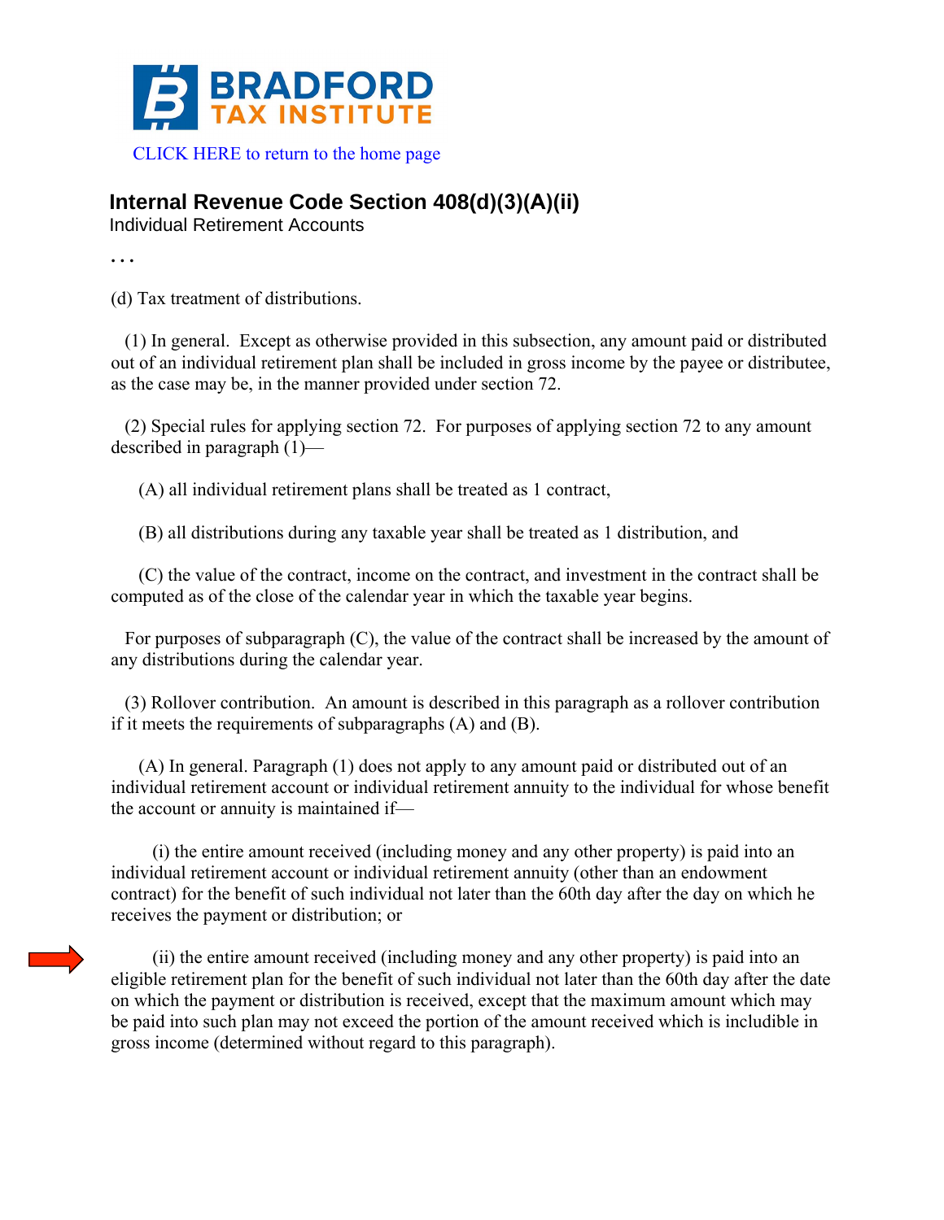BRADFORD TAX INSTITUTE

CLICK HERE to return to the home page

# Internal Revenue Code Section 408(d)(3)(A)(ii)

Individual Retirement Accounts

. . .

(d) Tax treatment of distributions.

(1) In general. Except as otherwise provided in this subsection, any amount paid or distributed out of an individual retirement plan shall be included in gross income by the payee or distributee, as the case may be, in the manner provided under section 72.

(2) Special rules for applying section 72. For purposes of applying section 72 to any amount described in paragraph (1)—

(A) all individual retirement plans shall be treated as 1 contract,

(B) all distributions during any taxable year shall be treated as 1 distribution, and

(C) the value of the contract, income on the contract, and investment in the contract shall be computed as of the close of the calendar year in which the taxable year begins.

For purposes of subparagraph (C), the value of the contract shall be increased by the amount of any distributions during the calendar year.

(3) Rollover contribution. An amount is described in this paragraph as a rollover contribution if it meets the requirements of subparagraphs (A) and (B).

(A) In general. Paragraph (1) does not apply to any amount paid or distributed out of an individual retirement account or individual retirement annuity to the individual for whose benefit the account or annuity is maintained if—

(i) the entire amount received (including money and any other property) is paid into an individual retirement account or individual retirement annuity (other than an endowment contract) for the benefit of such individual not later than the 60th day after the day on which he receives the payment or distribution; or

(ii) the entire amount received (including money and any other property) is paid into an eligible retirement plan for the benefit of such individual not later than the 60th day after the date on which the payment or distribution is received, except that the maximum amount which may be paid into such plan may not exceed the portion of the amount received which is includible in gross income (determined without regard to this paragraph).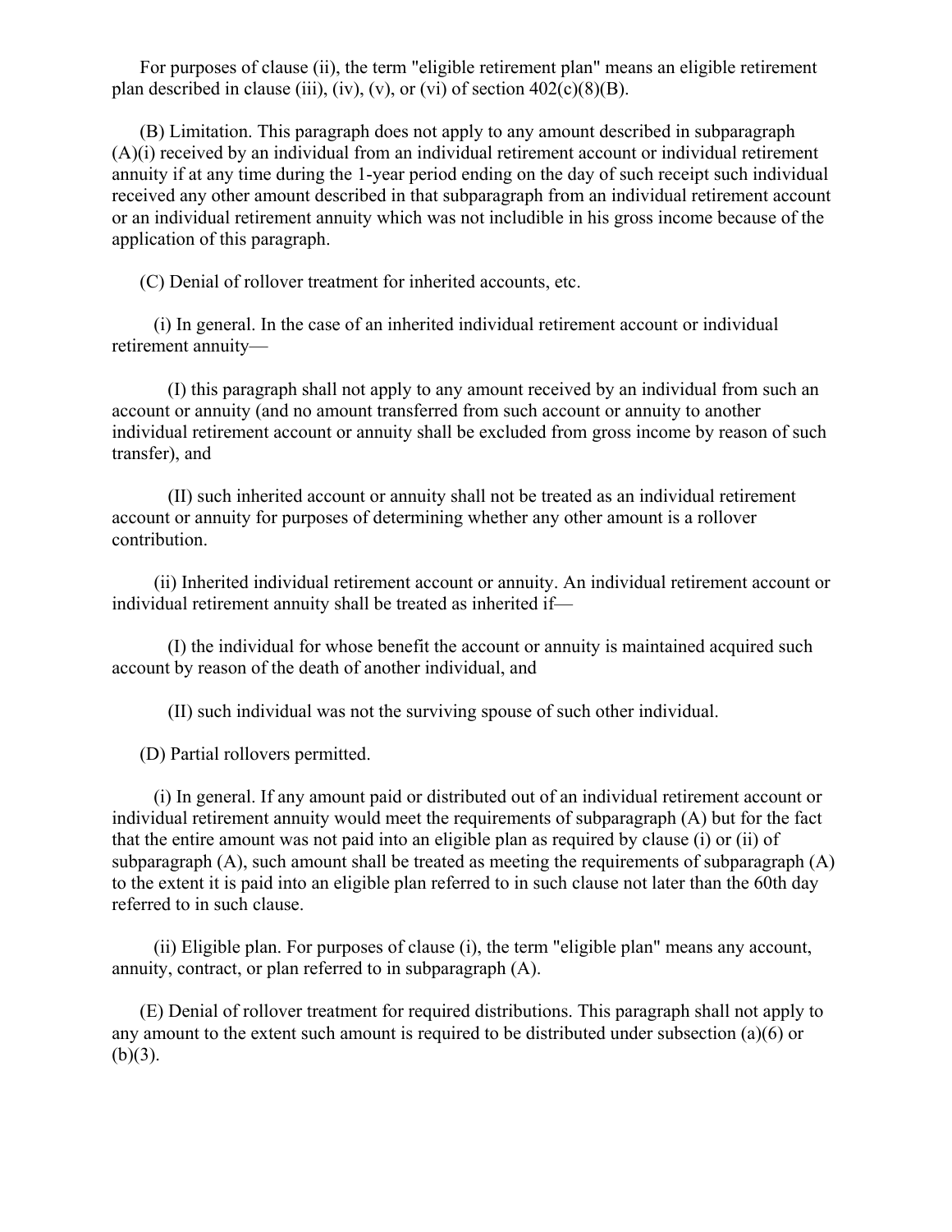For purposes of clause (ii), the term "eligible retirement plan" means an eligible retirement plan described in clause (iii), (iv), (v), or (vi) of section 402(c)(8)(B).

(B) Limitation. This paragraph does not apply to any amount described in subparagraph (A)(i) received by an individual from an individual retirement account or individual retirement annuity if at any time during the 1-year period ending on the day of such receipt such individual received any other amount described in that subparagraph from an individual retirement account or an individual retirement annuity which was not includible in his gross income because of the application of this paragraph.

(C) Denial of rollover treatment for inherited accounts, etc.

(i) In general. In the case of an inherited individual retirement account or individual retirement annuity—

(I) this paragraph shall not apply to any amount received by an individual from such an account or annuity (and no amount transferred from such account or annuity to another individual retirement account or annuity shall be excluded from gross income by reason of such transfer), and

(II) such inherited account or annuity shall not be treated as an individual retirement account or annuity for purposes of determining whether any other amount is a rollover contribution.

(ii) Inherited individual retirement account or annuity. An individual retirement account or individual retirement annuity shall be treated as inherited if—

(I) the individual for whose benefit the account or annuity is maintained acquired such account by reason of the death of another individual, and

(II) such individual was not the surviving spouse of such other individual.

(D) Partial rollovers permitted.

(i) In general. If any amount paid or distributed out of an individual retirement account or individual retirement annuity would meet the requirements of subparagraph (A) but for the fact that the entire amount was not paid into an eligible plan as required by clause (i) or (ii) of subparagraph (A), such amount shall be treated as meeting the requirements of subparagraph (A) to the extent it is paid into an eligible plan referred to in such clause not later than the 60th day referred to in such clause.

(ii) Eligible plan. For purposes of clause (i), the term "eligible plan" means any account, annuity, contract, or plan referred to in subparagraph (A).

(E) Denial of rollover treatment for required distributions. This paragraph shall not apply to any amount to the extent such amount is required to be distributed under subsection (a)(6) or (b)(3).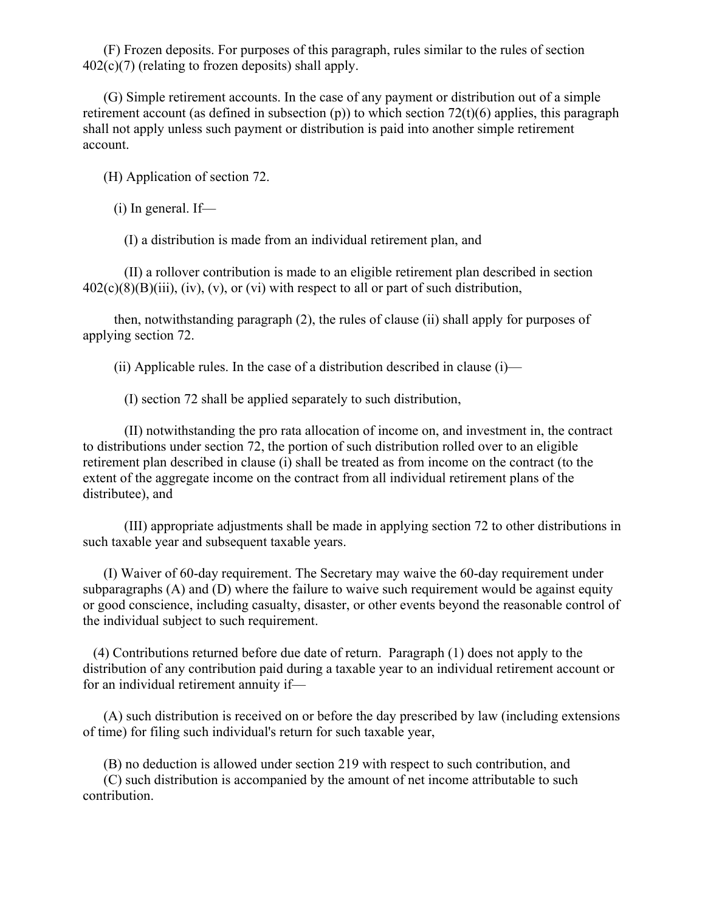(F) Frozen deposits. For purposes of this paragraph, rules similar to the rules of section 402(c)(7) (relating to frozen deposits) shall apply.

(G) Simple retirement accounts. In the case of any payment or distribution out of a simple retirement account (as defined in subsection (p)) to which section 72(t)(6) applies, this paragraph shall not apply unless such payment or distribution is paid into another simple retirement account.

(H) Application of section 72.

(i) In general. If—

(I) a distribution is made from an individual retirement plan, and

(II) a rollover contribution is made to an eligible retirement plan described in section 402(c)(8)(B)(iii), (iv), (v), or (vi) with respect to all or part of such distribution,

then, notwithstanding paragraph (2), the rules of clause (ii) shall apply for purposes of applying section 72.

(ii) Applicable rules. In the case of a distribution described in clause (i)—

(I) section 72 shall be applied separately to such distribution,

(II) notwithstanding the pro rata allocation of income on, and investment in, the contract to distributions under section 72, the portion of such distribution rolled over to an eligible retirement plan described in clause (i) shall be treated as from income on the contract (to the extent of the aggregate income on the contract from all individual retirement plans of the distributee), and

(III) appropriate adjustments shall be made in applying section 72 to other distributions in such taxable year and subsequent taxable years.

(I) Waiver of 60-day requirement. The Secretary may waive the 60-day requirement under subparagraphs (A) and (D) where the failure to waive such requirement would be against equity or good conscience, including casualty, disaster, or other events beyond the reasonable control of the individual subject to such requirement.

(4) Contributions returned before due date of return. Paragraph (1) does not apply to the distribution of any contribution paid during a taxable year to an individual retirement account or for an individual retirement annuity if—

(A) such distribution is received on or before the day prescribed by law (including extensions of time) for filing such individual's return for such taxable year,

(B) no deduction is allowed under section 219 with respect to such contribution, and

(C) such distribution is accompanied by the amount of net income attributable to such contribution.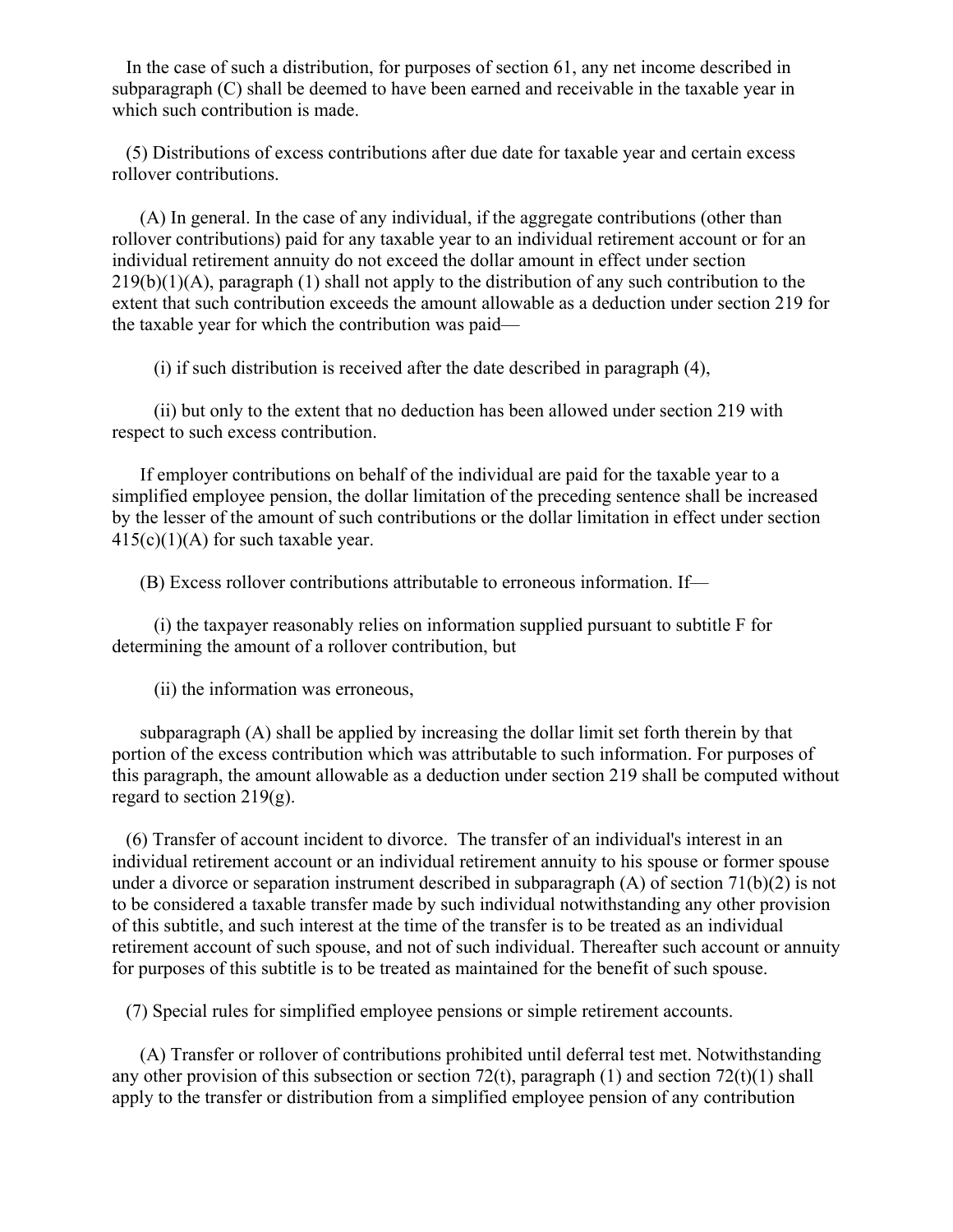In the case of such a distribution, for purposes of section 61, any net income described in subparagraph (C) shall be deemed to have been earned and receivable in the taxable year in which such contribution is made.

(5) Distributions of excess contributions after due date for taxable year and certain excess rollover contributions.

(A) In general. In the case of any individual, if the aggregate contributions (other than rollover contributions) paid for any taxable year to an individual retirement account or for an individual retirement annuity do not exceed the dollar amount in effect under section 219(b)(1)(A), paragraph (1) shall not apply to the distribution of any such contribution to the extent that such contribution exceeds the amount allowable as a deduction under section 219 for the taxable year for which the contribution was paid—

(i) if such distribution is received after the date described in paragraph (4),

(ii) but only to the extent that no deduction has been allowed under section 219 with respect to such excess contribution.

If employer contributions on behalf of the individual are paid for the taxable year to a simplified employee pension, the dollar limitation of the preceding sentence shall be increased by the lesser of the amount of such contributions or the dollar limitation in effect under section 415(c)(1)(A) for such taxable year.

(B) Excess rollover contributions attributable to erroneous information. If—

(i) the taxpayer reasonably relies on information supplied pursuant to subtitle F for determining the amount of a rollover contribution, but

(ii) the information was erroneous,

subparagraph (A) shall be applied by increasing the dollar limit set forth therein by that portion of the excess contribution which was attributable to such information. For purposes of this paragraph, the amount allowable as a deduction under section 219 shall be computed without regard to section 219(g).

(6) Transfer of account incident to divorce. The transfer of an individual's interest in an individual retirement account or an individual retirement annuity to his spouse or former spouse under a divorce or separation instrument described in subparagraph (A) of section 71(b)(2) is not to be considered a taxable transfer made by such individual notwithstanding any other provision of this subtitle, and such interest at the time of the transfer is to be treated as an individual retirement account of such spouse, and not of such individual. Thereafter such account or annuity for purposes of this subtitle is to be treated as maintained for the benefit of such spouse.

(7) Special rules for simplified employee pensions or simple retirement accounts.

(A) Transfer or rollover of contributions prohibited until deferral test met. Notwithstanding any other provision of this subsection or section 72(t), paragraph (1) and section 72(t)(1) shall apply to the transfer or distribution from a simplified employee pension of any contribution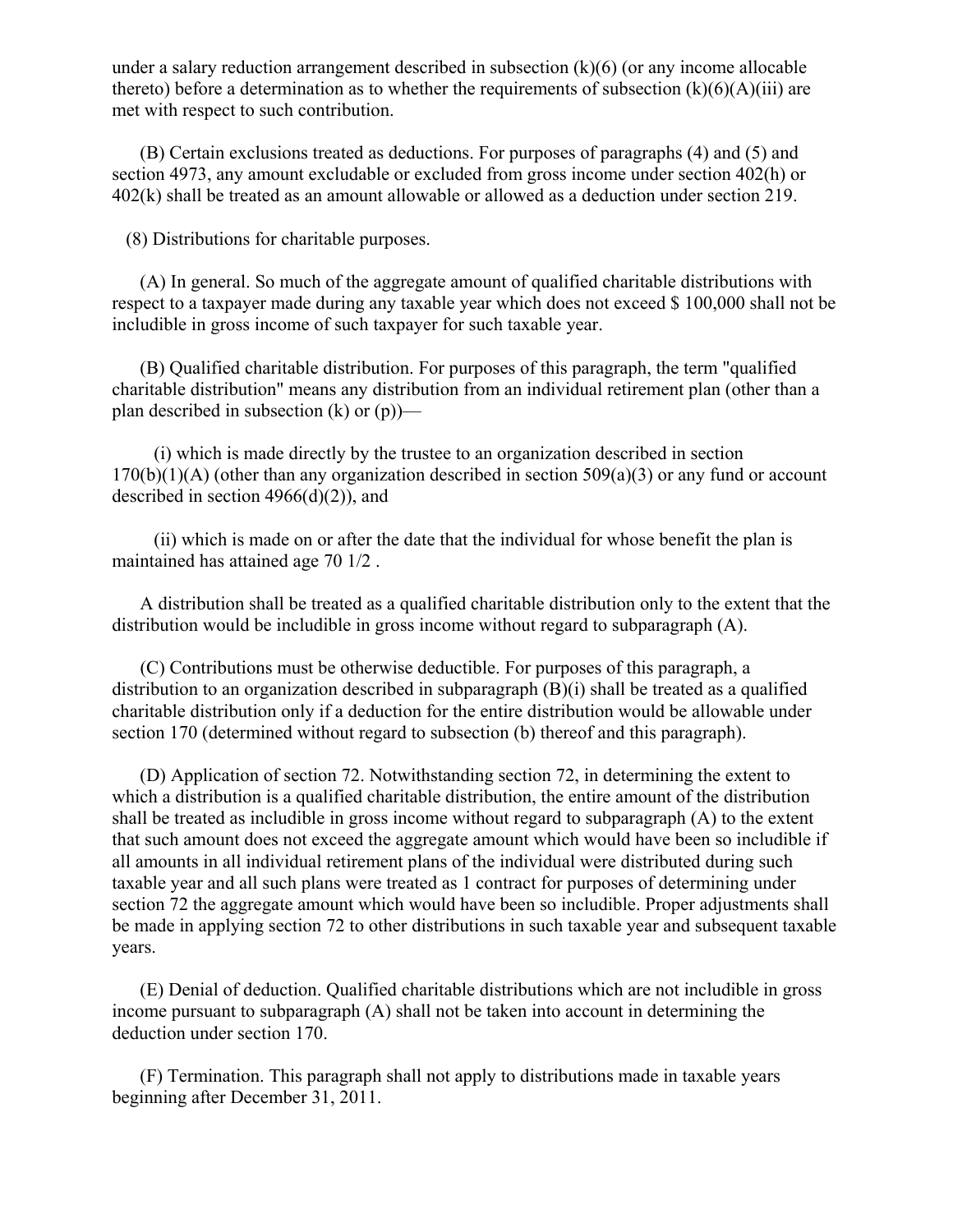under a salary reduction arrangement described in subsection (k)(6) (or any income allocable thereto) before a determination as to whether the requirements of subsection (k)(6)(A)(iii) are met with respect to such contribution.

(B) Certain exclusions treated as deductions. For purposes of paragraphs (4) and (5) and section 4973, any amount excludable or excluded from gross income under section 402(h) or 402(k) shall be treated as an amount allowable or allowed as a deduction under section 219.

(8) Distributions for charitable purposes.

(A) In general. So much of the aggregate amount of qualified charitable distributions with respect to a taxpayer made during any taxable year which does not exceed $ 100,000 shall not be includible in gross income of such taxpayer for such taxable year.

(B) Qualified charitable distribution. For purposes of this paragraph, the term "qualified charitable distribution" means any distribution from an individual retirement plan (other than a plan described in subsection (k) or (p))—

(i) which is made directly by the trustee to an organization described in section 170(b)(1)(A) (other than any organization described in section 509(a)(3) or any fund or account described in section 4966(d)(2)), and

(ii) which is made on or after the date that the individual for whose benefit the plan is maintained has attained age 70 1/2 .

A distribution shall be treated as a qualified charitable distribution only to the extent that the distribution would be includible in gross income without regard to subparagraph (A).

(C) Contributions must be otherwise deductible. For purposes of this paragraph, a distribution to an organization described in subparagraph (B)(i) shall be treated as a qualified charitable distribution only if a deduction for the entire distribution would be allowable under section 170 (determined without regard to subsection (b) thereof and this paragraph).

(D) Application of section 72. Notwithstanding section 72, in determining the extent to which a distribution is a qualified charitable distribution, the entire amount of the distribution shall be treated as includible in gross income without regard to subparagraph (A) to the extent that such amount does not exceed the aggregate amount which would have been so includible if all amounts in all individual retirement plans of the individual were distributed during such taxable year and all such plans were treated as 1 contract for purposes of determining under section 72 the aggregate amount which would have been so includible. Proper adjustments shall be made in applying section 72 to other distributions in such taxable year and subsequent taxable years.

(E) Denial of deduction. Qualified charitable distributions which are not includible in gross income pursuant to subparagraph (A) shall not be taken into account in determining the deduction under section 170.

(F) Termination. This paragraph shall not apply to distributions made in taxable years beginning after December 31, 2011.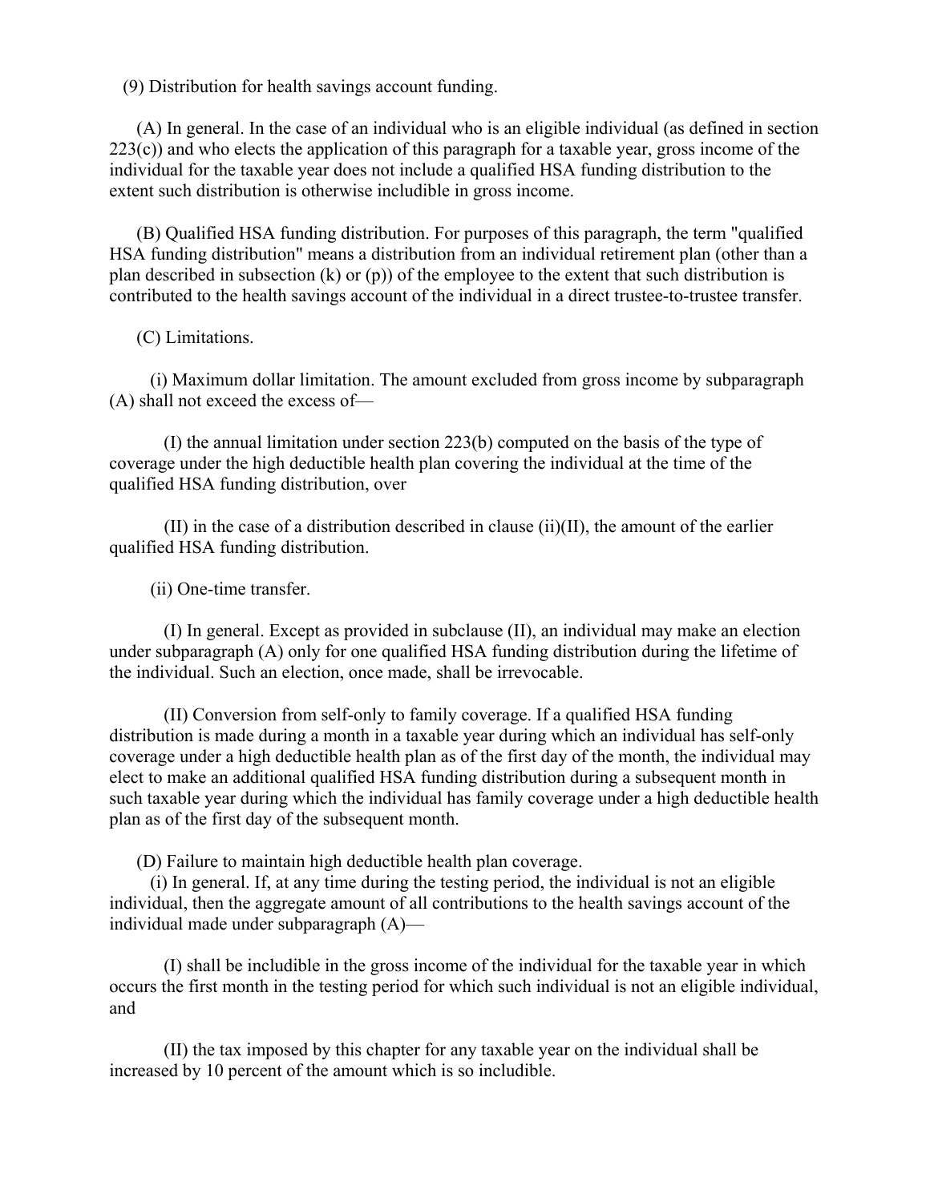(9) Distribution for health savings account funding.

(A) In general. In the case of an individual who is an eligible individual (as defined in section 223(c)) and who elects the application of this paragraph for a taxable year, gross income of the individual for the taxable year does not include a qualified HSA funding distribution to the extent such distribution is otherwise includible in gross income.

(B) Qualified HSA funding distribution. For purposes of this paragraph, the term "qualified HSA funding distribution" means a distribution from an individual retirement plan (other than a plan described in subsection (k) or (p)) of the employee to the extent that such distribution is contributed to the health savings account of the individual in a direct trustee-to-trustee transfer.

(C) Limitations.

(i) Maximum dollar limitation. The amount excluded from gross income by subparagraph (A) shall not exceed the excess of—

(I) the annual limitation under section 223(b) computed on the basis of the type of coverage under the high deductible health plan covering the individual at the time of the qualified HSA funding distribution, over

(II) in the case of a distribution described in clause (ii)(II), the amount of the earlier qualified HSA funding distribution.

(ii) One-time transfer.

(I) In general. Except as provided in subclause (II), an individual may make an election under subparagraph (A) only for one qualified HSA funding distribution during the lifetime of the individual. Such an election, once made, shall be irrevocable.

(II) Conversion from self-only to family coverage. If a qualified HSA funding distribution is made during a month in a taxable year during which an individual has self-only coverage under a high deductible health plan as of the first day of the month, the individual may elect to make an additional qualified HSA funding distribution during a subsequent month in such taxable year during which the individual has family coverage under a high deductible health plan as of the first day of the subsequent month.

(D) Failure to maintain high deductible health plan coverage.

(i) In general. If, at any time during the testing period, the individual is not an eligible individual, then the aggregate amount of all contributions to the health savings account of the individual made under subparagraph (A)—

(I) shall be includible in the gross income of the individual for the taxable year in which occurs the first month in the testing period for which such individual is not an eligible individual, and

(II) the tax imposed by this chapter for any taxable year on the individual shall be increased by 10 percent of the amount which is so includible.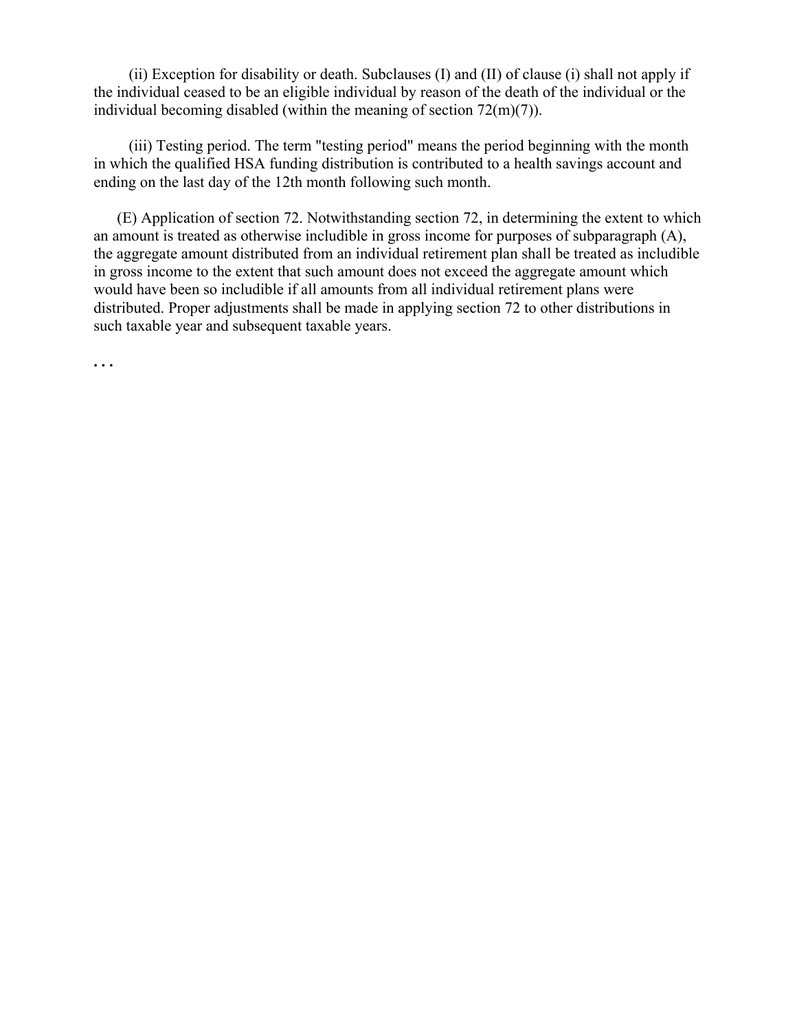(ii) Exception for disability or death. Subclauses (I) and (II) of clause (i) shall not apply if the individual ceased to be an eligible individual by reason of the death of the individual or the individual becoming disabled (within the meaning of section 72(m)(7)).

(iii) Testing period. The term "testing period" means the period beginning with the month in which the qualified HSA funding distribution is contributed to a health savings account and ending on the last day of the 12th month following such month.

(E) Application of section 72. Notwithstanding section 72, in determining the extent to which an amount is treated as otherwise includible in gross income for purposes of subparagraph (A), the aggregate amount distributed from an individual retirement plan shall be treated as includible in gross income to the extent that such amount does not exceed the aggregate amount which would have been so includible if all amounts from all individual retirement plans were distributed. Proper adjustments shall be made in applying section 72 to other distributions in such taxable year and subsequent taxable years.

. . .